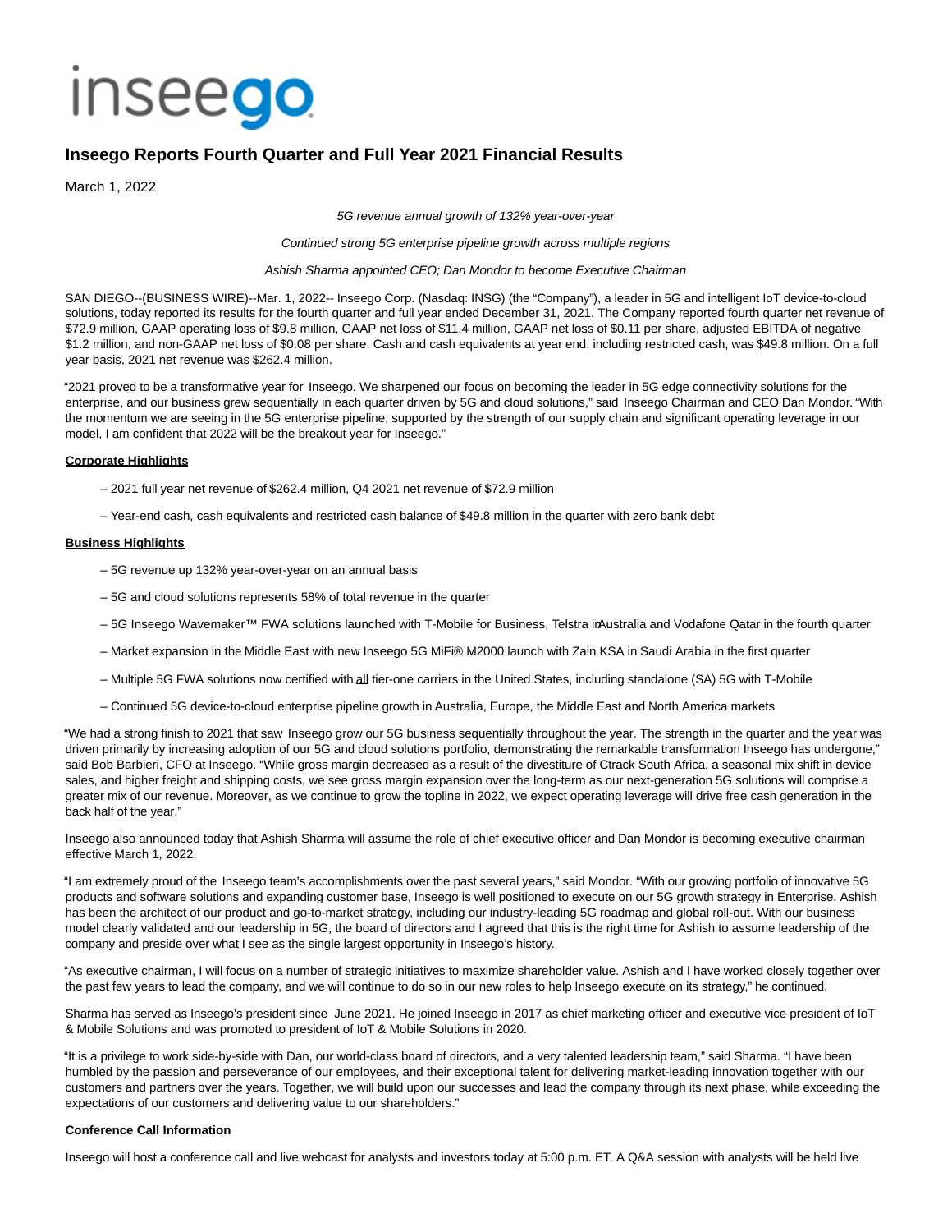inseego

# Inseego Reports Fourth Quarter and Full Year 2021 Financial Results

March 1, 2022

*5G revenue annual growth of 132% year-over-year*

*Continued strong 5G enterprise pipeline growth across multiple regions*

*Ashish Sharma appointed CEO; Dan Mondor to become Executive Chairman*

SAN DIEGO--(BUSINESS WIRE)--Mar. 1, 2022-- Inseego Corp. (Nasdaq: INSG) (the "Company"), a leader in 5G and intelligent IoT device-to-cloud solutions, today reported its results for the fourth quarter and full year ended December 31, 2021. The Company reported fourth quarter net revenue of $72.9 million, GAAP operating loss of $9.8 million, GAAP net loss of $11.4 million, GAAP net loss of $0.11 per share, adjusted EBITDA of negative $1.2 million, and non-GAAP net loss of $0.08 per share. Cash and cash equivalents at year end, including restricted cash, was $49.8 million. On a full year basis, 2021 net revenue was $262.4 million.

"2021 proved to be a transformative year for Inseego. We sharpened our focus on becoming the leader in 5G edge connectivity solutions for the enterprise, and our business grew sequentially in each quarter driven by 5G and cloud solutions," said Inseego Chairman and CEO Dan Mondor. "With the momentum we are seeing in the 5G enterprise pipeline, supported by the strength of our supply chain and significant operating leverage in our model, I am confident that 2022 will be the breakout year for Inseego."

**Corporate Highlights**

– 2021 full year net revenue of $262.4 million, Q4 2021 net revenue of $72.9 million

– Year-end cash, cash equivalents and restricted cash balance of $49.8 million in the quarter with zero bank debt

**Business Highlights**

– 5G revenue up 132% year-over-year on an annual basis

– 5G and cloud solutions represents 58% of total revenue in the quarter

– 5G Inseego Wavemaker™ FWA solutions launched with T-Mobile for Business, Telstra in Australia and Vodafone Qatar in the fourth quarter

– Market expansion in the Middle East with new Inseego 5G MiFi® M2000 launch with Zain KSA in Saudi Arabia in the first quarter

– Multiple 5G FWA solutions now certified with all tier-one carriers in the United States, including standalone (SA) 5G with T-Mobile

– Continued 5G device-to-cloud enterprise pipeline growth in Australia, Europe, the Middle East and North America markets

"We had a strong finish to 2021 that saw Inseego grow our 5G business sequentially throughout the year. The strength in the quarter and the year was driven primarily by increasing adoption of our 5G and cloud solutions portfolio, demonstrating the remarkable transformation Inseego has undergone," said Bob Barbieri, CFO at Inseego. "While gross margin decreased as a result of the divestiture of Ctrack South Africa, a seasonal mix shift in device sales, and higher freight and shipping costs, we see gross margin expansion over the long-term as our next-generation 5G solutions will comprise a greater mix of our revenue. Moreover, as we continue to grow the topline in 2022, we expect operating leverage will drive free cash generation in the back half of the year."

Inseego also announced today that Ashish Sharma will assume the role of chief executive officer and Dan Mondor is becoming executive chairman effective March 1, 2022.

"I am extremely proud of the Inseego team's accomplishments over the past several years," said Mondor. "With our growing portfolio of innovative 5G products and software solutions and expanding customer base, Inseego is well positioned to execute on our 5G growth strategy in Enterprise. Ashish has been the architect of our product and go-to-market strategy, including our industry-leading 5G roadmap and global roll-out. With our business model clearly validated and our leadership in 5G, the board of directors and I agreed that this is the right time for Ashish to assume leadership of the company and preside over what I see as the single largest opportunity in Inseego's history.

"As executive chairman, I will focus on a number of strategic initiatives to maximize shareholder value. Ashish and I have worked closely together over the past few years to lead the company, and we will continue to do so in our new roles to help Inseego execute on its strategy," he continued.

Sharma has served as Inseego's president since June 2021. He joined Inseego in 2017 as chief marketing officer and executive vice president of IoT & Mobile Solutions and was promoted to president of IoT & Mobile Solutions in 2020.

"It is a privilege to work side-by-side with Dan, our world-class board of directors, and a very talented leadership team," said Sharma. "I have been humbled by the passion and perseverance of our employees, and their exceptional talent for delivering market-leading innovation together with our customers and partners over the years. Together, we will build upon our successes and lead the company through its next phase, while exceeding the expectations of our customers and delivering value to our shareholders."

**Conference Call Information**

Inseego will host a conference call and live webcast for analysts and investors today at 5:00 p.m. ET. A Q&A session with analysts will be held live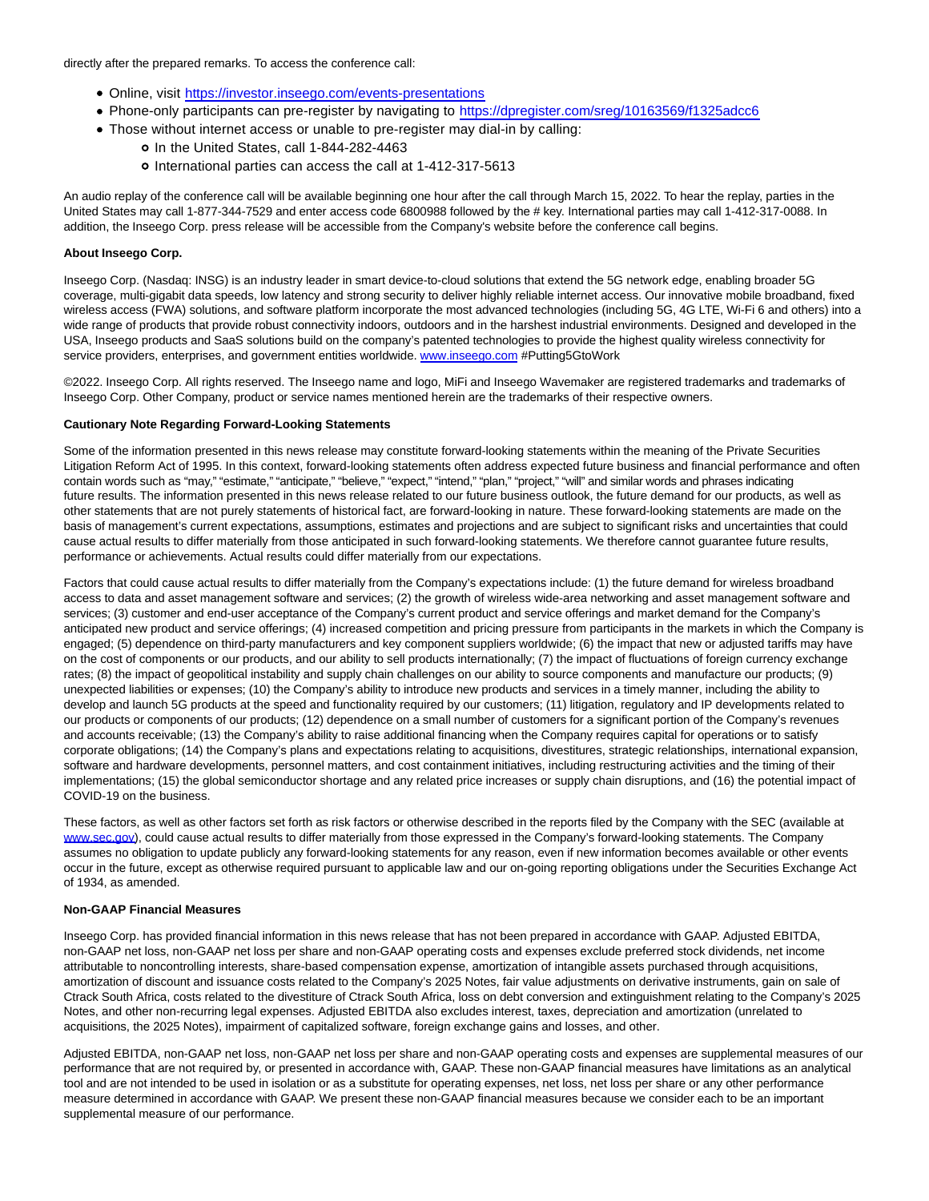directly after the prepared remarks. To access the conference call:

- Online, visit https://investor.inseego.com/events-presentations
- Phone-only participants can pre-register by navigating to https://dpregister.com/sreg/10163569/f1325adcc6
- Those without internet access or unable to pre-register may dial-in by calling:
  - In the United States, call 1-844-282-4463
  - International parties can access the call at 1-412-317-5613

An audio replay of the conference call will be available beginning one hour after the call through March 15, 2022. To hear the replay, parties in the United States may call 1-877-344-7529 and enter access code 6800988 followed by the # key. International parties may call 1-412-317-0088. In addition, the Inseego Corp. press release will be accessible from the Company's website before the conference call begins.

**About Inseego Corp.**

Inseego Corp. (Nasdaq: INSG) is an industry leader in smart device-to-cloud solutions that extend the 5G network edge, enabling broader 5G coverage, multi-gigabit data speeds, low latency and strong security to deliver highly reliable internet access. Our innovative mobile broadband, fixed wireless access (FWA) solutions, and software platform incorporate the most advanced technologies (including 5G, 4G LTE, Wi-Fi 6 and others) into a wide range of products that provide robust connectivity indoors, outdoors and in the harshest industrial environments. Designed and developed in the USA, Inseego products and SaaS solutions build on the company's patented technologies to provide the highest quality wireless connectivity for service providers, enterprises, and government entities worldwide. www.inseego.com #Putting5GtoWork

©2022. Inseego Corp. All rights reserved. The Inseego name and logo, MiFi and Inseego Wavemaker are registered trademarks and trademarks of Inseego Corp. Other Company, product or service names mentioned herein are the trademarks of their respective owners.

**Cautionary Note Regarding Forward-Looking Statements**

Some of the information presented in this news release may constitute forward-looking statements within the meaning of the Private Securities Litigation Reform Act of 1995. In this context, forward-looking statements often address expected future business and financial performance and often contain words such as "may," "estimate," "anticipate," "believe," "expect," "intend," "plan," "project," "will" and similar words and phrases indicating future results. The information presented in this news release related to our future business outlook, the future demand for our products, as well as other statements that are not purely statements of historical fact, are forward-looking in nature. These forward-looking statements are made on the basis of management's current expectations, assumptions, estimates and projections and are subject to significant risks and uncertainties that could cause actual results to differ materially from those anticipated in such forward-looking statements. We therefore cannot guarantee future results, performance or achievements. Actual results could differ materially from our expectations.

Factors that could cause actual results to differ materially from the Company's expectations include: (1) the future demand for wireless broadband access to data and asset management software and services; (2) the growth of wireless wide-area networking and asset management software and services; (3) customer and end-user acceptance of the Company's current product and service offerings and market demand for the Company's anticipated new product and service offerings; (4) increased competition and pricing pressure from participants in the markets in which the Company is engaged; (5) dependence on third-party manufacturers and key component suppliers worldwide; (6) the impact that new or adjusted tariffs may have on the cost of components or our products, and our ability to sell products internationally; (7) the impact of fluctuations of foreign currency exchange rates; (8) the impact of geopolitical instability and supply chain challenges on our ability to source components and manufacture our products; (9) unexpected liabilities or expenses; (10) the Company's ability to introduce new products and services in a timely manner, including the ability to develop and launch 5G products at the speed and functionality required by our customers; (11) litigation, regulatory and IP developments related to our products or components of our products; (12) dependence on a small number of customers for a significant portion of the Company's revenues and accounts receivable; (13) the Company's ability to raise additional financing when the Company requires capital for operations or to satisfy corporate obligations; (14) the Company's plans and expectations relating to acquisitions, divestitures, strategic relationships, international expansion, software and hardware developments, personnel matters, and cost containment initiatives, including restructuring activities and the timing of their implementations; (15) the global semiconductor shortage and any related price increases or supply chain disruptions, and (16) the potential impact of COVID-19 on the business.

These factors, as well as other factors set forth as risk factors or otherwise described in the reports filed by the Company with the SEC (available at www.sec.gov), could cause actual results to differ materially from those expressed in the Company's forward-looking statements. The Company assumes no obligation to update publicly any forward-looking statements for any reason, even if new information becomes available or other events occur in the future, except as otherwise required pursuant to applicable law and our on-going reporting obligations under the Securities Exchange Act of 1934, as amended.

**Non-GAAP Financial Measures**

Inseego Corp. has provided financial information in this news release that has not been prepared in accordance with GAAP. Adjusted EBITDA, non-GAAP net loss, non-GAAP net loss per share and non-GAAP operating costs and expenses exclude preferred stock dividends, net income attributable to noncontrolling interests, share-based compensation expense, amortization of intangible assets purchased through acquisitions, amortization of discount and issuance costs related to the Company's 2025 Notes, fair value adjustments on derivative instruments, gain on sale of Ctrack South Africa, costs related to the divestiture of Ctrack South Africa, loss on debt conversion and extinguishment relating to the Company's 2025 Notes, and other non-recurring legal expenses. Adjusted EBITDA also excludes interest, taxes, depreciation and amortization (unrelated to acquisitions, the 2025 Notes), impairment of capitalized software, foreign exchange gains and losses, and other.

Adjusted EBITDA, non-GAAP net loss, non-GAAP net loss per share and non-GAAP operating costs and expenses are supplemental measures of our performance that are not required by, or presented in accordance with, GAAP. These non-GAAP financial measures have limitations as an analytical tool and are not intended to be used in isolation or as a substitute for operating expenses, net loss, net loss per share or any other performance measure determined in accordance with GAAP. We present these non-GAAP financial measures because we consider each to be an important supplemental measure of our performance.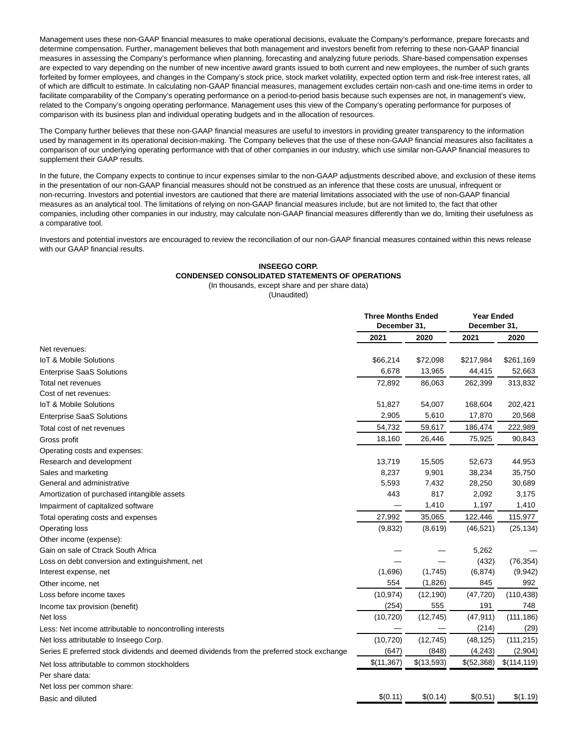Management uses these non-GAAP financial measures to make operational decisions, evaluate the Company's performance, prepare forecasts and determine compensation. Further, management believes that both management and investors benefit from referring to these non-GAAP financial measures in assessing the Company's performance when planning, forecasting and analyzing future periods. Share-based compensation expenses are expected to vary depending on the number of new incentive award grants issued to both current and new employees, the number of such grants forfeited by former employees, and changes in the Company's stock price, stock market volatility, expected option term and risk-free interest rates, all of which are difficult to estimate. In calculating non-GAAP financial measures, management excludes certain non-cash and one-time items in order to facilitate comparability of the Company's operating performance on a period-to-period basis because such expenses are not, in management's view, related to the Company's ongoing operating performance. Management uses this view of the Company's operating performance for purposes of comparison with its business plan and individual operating budgets and in the allocation of resources.

The Company further believes that these non-GAAP financial measures are useful to investors in providing greater transparency to the information used by management in its operational decision-making. The Company believes that the use of these non-GAAP financial measures also facilitates a comparison of our underlying operating performance with that of other companies in our industry, which use similar non-GAAP financial measures to supplement their GAAP results.

In the future, the Company expects to continue to incur expenses similar to the non-GAAP adjustments described above, and exclusion of these items in the presentation of our non-GAAP financial measures should not be construed as an inference that these costs are unusual, infrequent or non-recurring. Investors and potential investors are cautioned that there are material limitations associated with the use of non-GAAP financial measures as an analytical tool. The limitations of relying on non-GAAP financial measures include, but are not limited to, the fact that other companies, including other companies in our industry, may calculate non-GAAP financial measures differently than we do, limiting their usefulness as a comparative tool.

Investors and potential investors are encouraged to review the reconciliation of our non-GAAP financial measures contained within this news release with our GAAP financial results.

**INSEEGO CORP.**
**CONDENSED CONSOLIDATED STATEMENTS OF OPERATIONS**
(In thousands, except share and per share data)
(Unaudited)

| | Three Months Ended December 31, | | Year Ended December 31, | |
|---|---|---|---|---|
| | 2021 | 2020 | 2021 | 2020 |
| Net revenues: | | | | |
| IoT & Mobile Solutions | $66,214 | $72,098 | $217,984 | $261,169 |
| Enterprise SaaS Solutions | 6,678 | 13,965 | 44,415 | 52,663 |
| Total net revenues | 72,892 | 86,063 | 262,399 | 313,832 |
| Cost of net revenues: | | | | |
| IoT & Mobile Solutions | 51,827 | 54,007 | 168,604 | 202,421 |
| Enterprise SaaS Solutions | 2,905 | 5,610 | 17,870 | 20,568 |
| Total cost of net revenues | 54,732 | 59,617 | 186,474 | 222,989 |
| Gross profit | 18,160 | 26,446 | 75,925 | 90,843 |
| Operating costs and expenses: | | | | |
| Research and development | 13,719 | 15,505 | 52,673 | 44,953 |
| Sales and marketing | 8,237 | 9,901 | 38,234 | 35,750 |
| General and administrative | 5,593 | 7,432 | 28,250 | 30,689 |
| Amortization of purchased intangible assets | 443 | 817 | 2,092 | 3,175 |
| Impairment of capitalized software | — | 1,410 | 1,197 | 1,410 |
| Total operating costs and expenses | 27,992 | 35,065 | 122,446 | 115,977 |
| Operating loss | (9,832) | (8,619) | (46,521) | (25,134) |
| Other income (expense): | | | | |
| Gain on sale of Ctrack South Africa | — | — | 5,262 | — |
| Loss on debt conversion and extinguishment, net | — | — | (432) | (76,354) |
| Interest expense, net | (1,696) | (1,745) | (6,874) | (9,942) |
| Other income, net | 554 | (1,826) | 845 | 992 |
| Loss before income taxes | (10,974) | (12,190) | (47,720) | (110,438) |
| Income tax provision (benefit) | (254) | 555 | 191 | 748 |
| Net loss | (10,720) | (12,745) | (47,911) | (111,186) |
| Less: Net income attributable to noncontrolling interests | — | — | (214) | (29) |
| Net loss attributable to Inseego Corp. | (10,720) | (12,745) | (48,125) | (111,215) |
| Series E preferred stock dividends and deemed dividends from the preferred stock exchange | (647) | (848) | (4,243) | (2,904) |
| Net loss attributable to common stockholders | $(11,367) | $(13,593) | $(52,368) | $(114,119) |
| Per share data: | | | | |
| Net loss per common share: | | | | |
| Basic and diluted | $(0.11) | $(0.14) | $(0.51) | $(1.19) |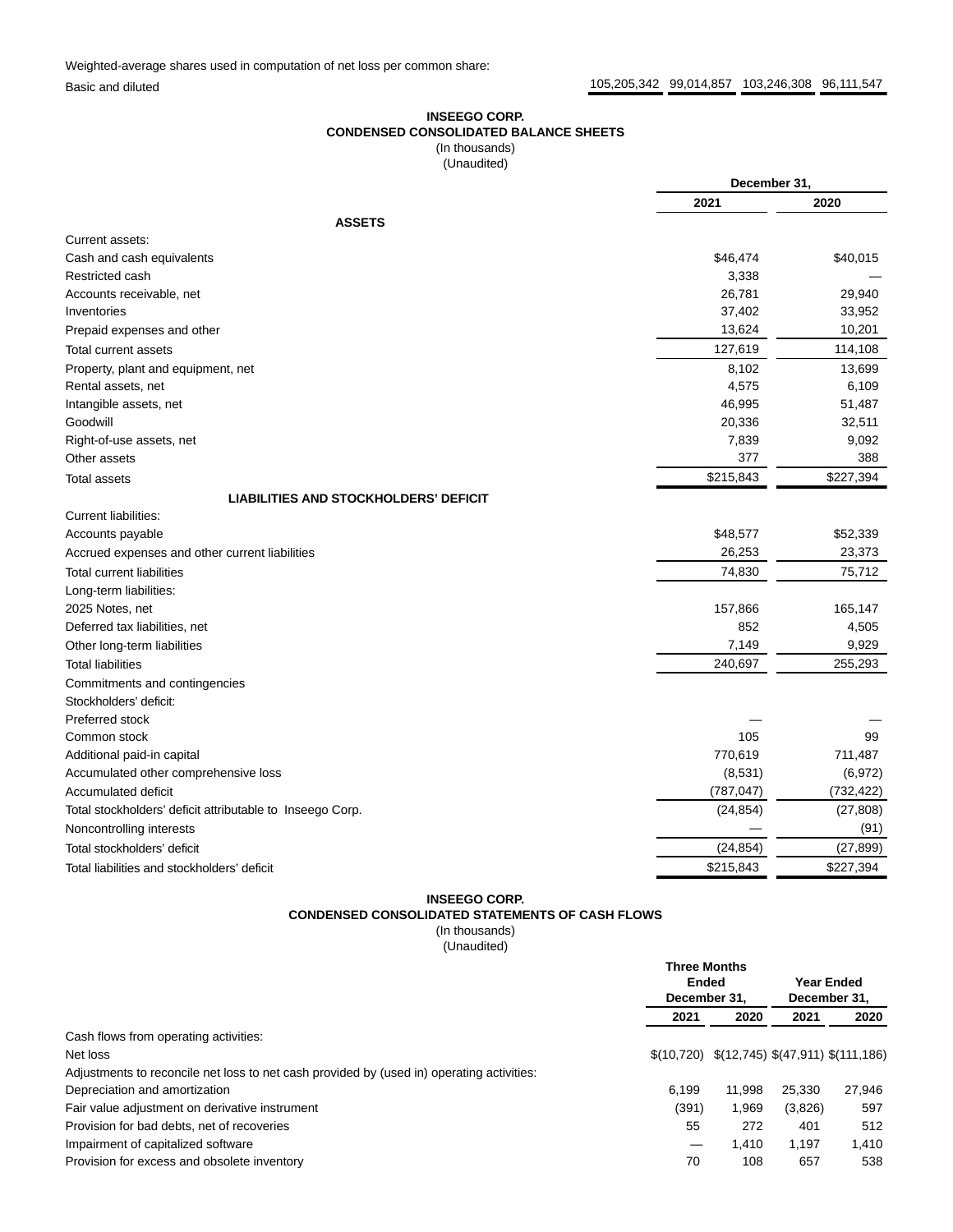| | | | | |
|---|---|---|---|---|
| Weighted-average shares used in computation of net loss per common share: | | | | |
| Basic and diluted | 105,205,342 | 99,014,857 | 103,246,308 | 96,111,547 |

**INSEEGO CORP.**
**CONDENSED CONSOLIDATED BALANCE SHEETS**
(In thousands)
(Unaudited)

| | December 31, | |
|---|---|---|
| | 2021 | 2020 |
| **ASSETS** | | |
| Current assets: | | |
| Cash and cash equivalents | $46,474 | $40,015 |
| Restricted cash | 3,338 | — |
| Accounts receivable, net | 26,781 | 29,940 |
| Inventories | 37,402 | 33,952 |
| Prepaid expenses and other | 13,624 | 10,201 |
| Total current assets | 127,619 | 114,108 |
| Property, plant and equipment, net | 8,102 | 13,699 |
| Rental assets, net | 4,575 | 6,109 |
| Intangible assets, net | 46,995 | 51,487 |
| Goodwill | 20,336 | 32,511 |
| Right-of-use assets, net | 7,839 | 9,092 |
| Other assets | 377 | 388 |
| Total assets | $215,843 | $227,394 |
| **LIABILITIES AND STOCKHOLDERS' DEFICIT** | | |
| Current liabilities: | | |
| Accounts payable | $48,577 | $52,339 |
| Accrued expenses and other current liabilities | 26,253 | 23,373 |
| Total current liabilities | 74,830 | 75,712 |
| Long-term liabilities: | | |
| 2025 Notes, net | 157,866 | 165,147 |
| Deferred tax liabilities, net | 852 | 4,505 |
| Other long-term liabilities | 7,149 | 9,929 |
| Total liabilities | 240,697 | 255,293 |
| Commitments and contingencies | | |
| Stockholders' deficit: | | |
| Preferred stock | — | — |
| Common stock | 105 | 99 |
| Additional paid-in capital | 770,619 | 711,487 |
| Accumulated other comprehensive loss | (8,531) | (6,972) |
| Accumulated deficit | (787,047) | (732,422) |
| Total stockholders' deficit attributable to Inseego Corp. | (24,854) | (27,808) |
| Noncontrolling interests | — | (91) |
| Total stockholders' deficit | (24,854) | (27,899) |
| Total liabilities and stockholders' deficit | $215,843 | $227,394 |

**INSEEGO CORP.**
**CONDENSED CONSOLIDATED STATEMENTS OF CASH FLOWS**
(In thousands)
(Unaudited)

| | Three Months Ended December 31, | | Year Ended December 31, | |
|---|---|---|---|---|
| | 2021 | 2020 | 2021 | 2020 |
| Cash flows from operating activities: | | | | |
| Net loss | $(10,720) | $(12,745) | $(47,911) | $(111,186) |
| Adjustments to reconcile net loss to net cash provided by (used in) operating activities: | | | | |
| Depreciation and amortization | 6,199 | 11,998 | 25,330 | 27,946 |
| Fair value adjustment on derivative instrument | (391) | 1,969 | (3,826) | 597 |
| Provision for bad debts, net of recoveries | 55 | 272 | 401 | 512 |
| Impairment of capitalized software | — | 1,410 | 1,197 | 1,410 |
| Provision for excess and obsolete inventory | 70 | 108 | 657 | 538 |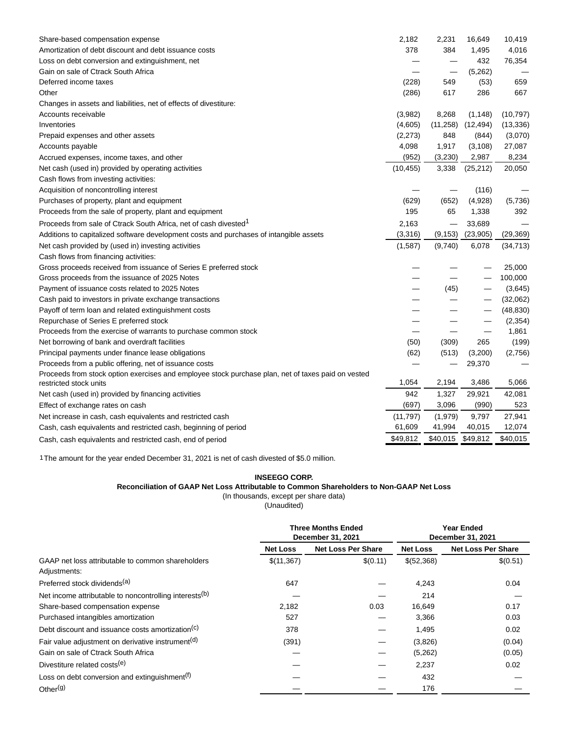| | | | | |
|---|---|---|---|---|
| Share-based compensation expense | 2,182 | 2,231 | 16,649 | 10,419 |
| Amortization of debt discount and debt issuance costs | 378 | 384 | 1,495 | 4,016 |
| Loss on debt conversion and extinguishment, net | — | — | 432 | 76,354 |
| Gain on sale of Ctrack South Africa | — | — | (5,262) | — |
| Deferred income taxes | (228) | 549 | (53) | 659 |
| Other | (286) | 617 | 286 | 667 |
| Changes in assets and liabilities, net of effects of divestiture: | | | | |
| Accounts receivable | (3,982) | 8,268 | (1,148) | (10,797) |
| Inventories | (4,605) | (11,258) | (12,494) | (13,336) |
| Prepaid expenses and other assets | (2,273) | 848 | (844) | (3,070) |
| Accounts payable | 4,098 | 1,917 | (3,108) | 27,087 |
| Accrued expenses, income taxes, and other | (952) | (3,230) | 2,987 | 8,234 |
| Net cash (used in) provided by operating activities | (10,455) | 3,338 | (25,212) | 20,050 |
| Cash flows from investing activities: | | | | |
| Acquisition of noncontrolling interest | — | — | (116) | — |
| Purchases of property, plant and equipment | (629) | (652) | (4,928) | (5,736) |
| Proceeds from the sale of property, plant and equipment | 195 | 65 | 1,338 | 392 |
| Proceeds from sale of Ctrack South Africa, net of cash divested[1] | 2,163 | — | 33,689 | — |
| Additions to capitalized software development costs and purchases of intangible assets | (3,316) | (9,153) | (23,905) | (29,369) |
| Net cash provided by (used in) investing activities | (1,587) | (9,740) | 6,078 | (34,713) |
| Cash flows from financing activities: | | | | |
| Gross proceeds received from issuance of Series E preferred stock | — | — | — | 25,000 |
| Gross proceeds from the issuance of 2025 Notes | — | — | — | 100,000 |
| Payment of issuance costs related to 2025 Notes | — | (45) | — | (3,645) |
| Cash paid to investors in private exchange transactions | — | — | — | (32,062) |
| Payoff of term loan and related extinguishment costs | — | — | — | (48,830) |
| Repurchase of Series E preferred stock | — | — | — | (2,354) |
| Proceeds from the exercise of warrants to purchase common stock | — | — | — | 1,861 |
| Net borrowing of bank and overdraft facilities | (50) | (309) | 265 | (199) |
| Principal payments under finance lease obligations | (62) | (513) | (3,200) | (2,756) |
| Proceeds from a public offering, net of issuance costs | — | — | 29,370 | — |
| Proceeds from stock option exercises and employee stock purchase plan, net of taxes paid on vested restricted stock units | 1,054 | 2,194 | 3,486 | 5,066 |
| Net cash (used in) provided by financing activities | 942 | 1,327 | 29,921 | 42,081 |
| Effect of exchange rates on cash | (697) | 3,096 | (990) | 523 |
| Net increase in cash, cash equivalents and restricted cash | (11,797) | (1,979) | 9,797 | 27,941 |
| Cash, cash equivalents and restricted cash, beginning of period | 61,609 | 41,994 | 40,015 | 12,074 |
| Cash, cash equivalents and restricted cash, end of period | $49,812 | $40,015 | $49,812 | $40,015 |

1 The amount for the year ended December 31, 2021 is net of cash divested of $5.0 million.

**INSEEGO CORP.**
**Reconciliation of GAAP Net Loss Attributable to Common Shareholders to Non-GAAP Net Loss**
(In thousands, except per share data)
(Unaudited)

| | Three Months Ended December 31, 2021 | | Year Ended December 31, 2021 | |
|---|---|---|---|---|
| | **Net Loss** | **Net Loss Per Share** | **Net Loss** | **Net Loss Per Share** |
| GAAP net loss attributable to common shareholders | $(11,367) | $(0.11) | $(52,368) | $(0.51) |
| Adjustments: | | | | |
| Preferred stock dividends[(a)] | 647 | — | 4,243 | 0.04 |
| Net income attributable to noncontrolling interests[(b)] | — | — | 214 | — |
| Share-based compensation expense | 2,182 | 0.03 | 16,649 | 0.17 |
| Purchased intangibles amortization | 527 | — | 3,366 | 0.03 |
| Debt discount and issuance costs amortization[(c)] | 378 | — | 1,495 | 0.02 |
| Fair value adjustment on derivative instrument[(d)] | (391) | — | (3,826) | (0.04) |
| Gain on sale of Ctrack South Africa | — | — | (5,262) | (0.05) |
| Divestiture related costs[(e)] | — | — | 2,237 | 0.02 |
| Loss on debt conversion and extinguishment[(f)] | — | — | 432 | — |
| Other[(g)] | — | — | 176 | — |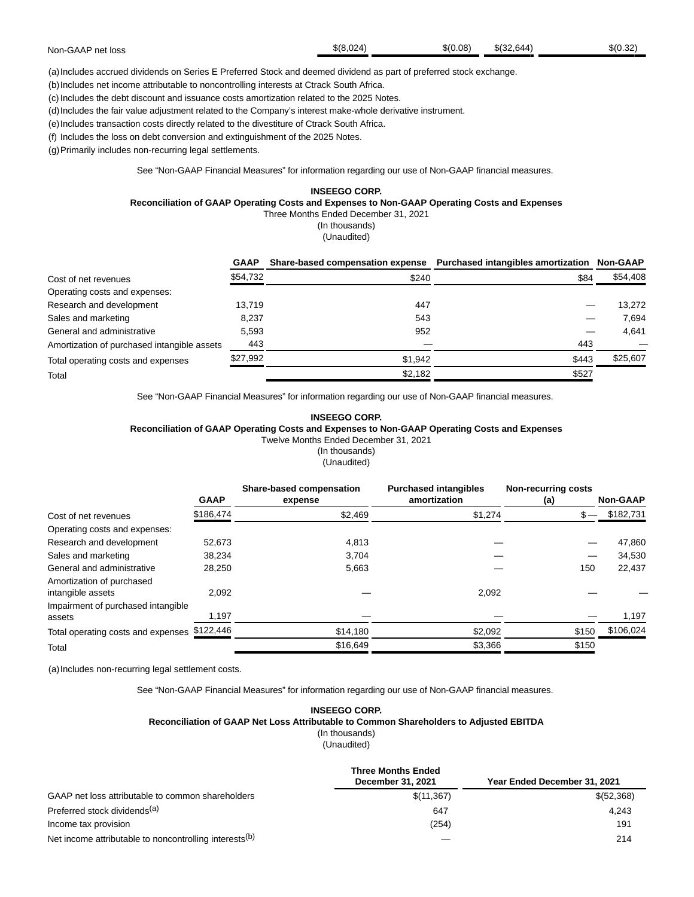| | | | | |
|---|---|---|---|---|
| Non-GAAP net loss | $(8,024) | $(0.08) | $(32,644) | $(0.32) |

(a) Includes accrued dividends on Series E Preferred Stock and deemed dividend as part of preferred stock exchange.

(b) Includes net income attributable to noncontrolling interests at Ctrack South Africa.

(c) Includes the debt discount and issuance costs amortization related to the 2025 Notes.

(d) Includes the fair value adjustment related to the Company's interest make-whole derivative instrument.

(e) Includes transaction costs directly related to the divestiture of Ctrack South Africa.

(f) Includes the loss on debt conversion and extinguishment of the 2025 Notes.

(g) Primarily includes non-recurring legal settlements.

See "Non-GAAP Financial Measures" for information regarding our use of Non-GAAP financial measures.

**INSEEGO CORP.**
**Reconciliation of GAAP Operating Costs and Expenses to Non-GAAP Operating Costs and Expenses**
Three Months Ended December 31, 2021
(In thousands)
(Unaudited)

| | GAAP | Share-based compensation expense | Purchased intangibles amortization | Non-GAAP |
|---|---|---|---|---|
| Cost of net revenues | $54,732 | $240 | $84 | $54,408 |
| Operating costs and expenses: | | | | |
| Research and development | 13,719 | 447 | — | 13,272 |
| Sales and marketing | 8,237 | 543 | — | 7,694 |
| General and administrative | 5,593 | 952 | — | 4,641 |
| Amortization of purchased intangible assets | 443 | — | 443 | — |
| Total operating costs and expenses | $27,992 | $1,942 | $443 | $25,607 |
| Total | | $2,182 | $527 | |

See "Non-GAAP Financial Measures" for information regarding our use of Non-GAAP financial measures.

**INSEEGO CORP.**
**Reconciliation of GAAP Operating Costs and Expenses to Non-GAAP Operating Costs and Expenses**
Twelve Months Ended December 31, 2021
(In thousands)
(Unaudited)

| | GAAP | Share-based compensation expense | Purchased intangibles amortization | Non-recurring costs (a) | Non-GAAP |
|---|---|---|---|---|---|
| Cost of net revenues | $186,474 | $2,469 | $1,274 | $ — | $182,731 |
| Operating costs and expenses: | | | | | |
| Research and development | 52,673 | 4,813 | — | — | 47,860 |
| Sales and marketing | 38,234 | 3,704 | — | — | 34,530 |
| General and administrative | 28,250 | 5,663 | — | 150 | 22,437 |
| Amortization of purchased intangible assets | 2,092 | — | 2,092 | — | — |
| Impairment of purchased intangible assets | 1,197 | — | — | — | 1,197 |
| Total operating costs and expenses | $122,446 | $14,180 | $2,092 | $150 | $106,024 |
| Total | | $16,649 | $3,366 | $150 | |

(a) Includes non-recurring legal settlement costs.

See "Non-GAAP Financial Measures" for information regarding our use of Non-GAAP financial measures.

**INSEEGO CORP.**
**Reconciliation of GAAP Net Loss Attributable to Common Shareholders to Adjusted EBITDA**
(In thousands)
(Unaudited)

| | Three Months Ended December 31, 2021 | Year Ended December 31, 2021 |
|---|---|---|
| GAAP net loss attributable to common shareholders | $(11,367) | $(52,368) |
| Preferred stock dividends[(a)] | 647 | 4,243 |
| Income tax provision | (254) | 191 |
| Net income attributable to noncontrolling interests[(b)] | — | 214 |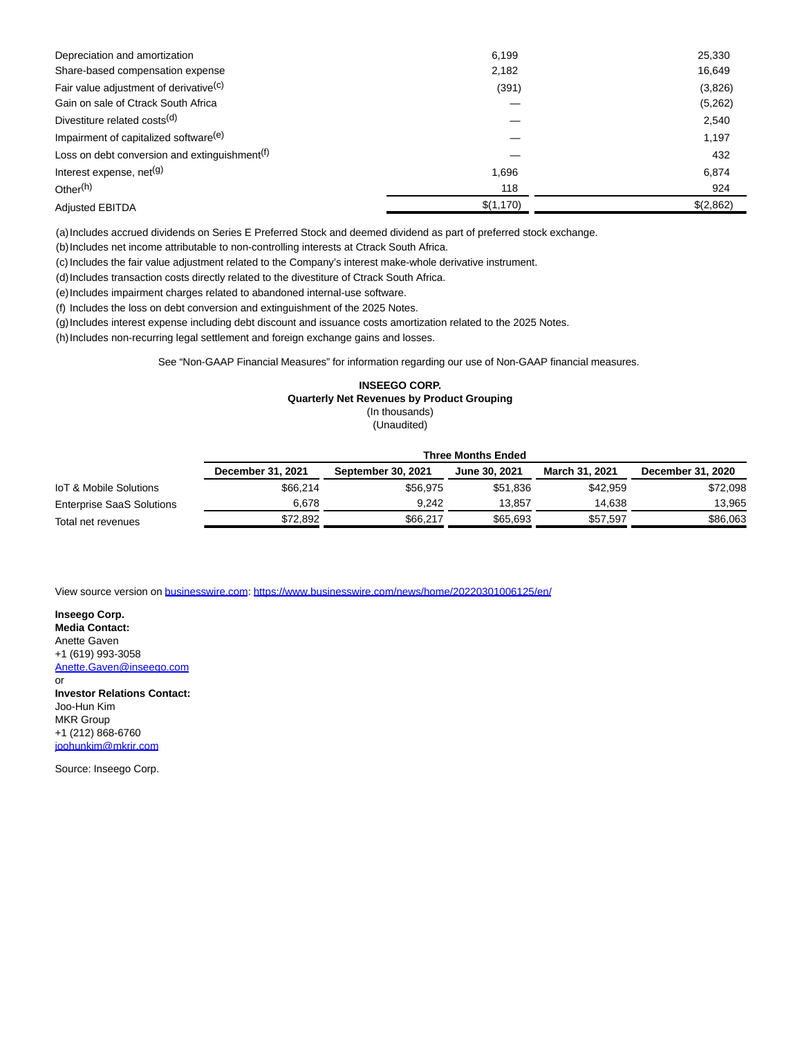| | | |
|---|---|---|
| Depreciation and amortization | 6,199 | 25,330 |
| Share-based compensation expense | 2,182 | 16,649 |
| Fair value adjustment of derivative[c] | (391) | (3,826) |
| Gain on sale of Ctrack South Africa | — | (5,262) |
| Divestiture related costs[d] | — | 2,540 |
| Impairment of capitalized software[e] | — | 1,197 |
| Loss on debt conversion and extinguishment[f] | — | 432 |
| Interest expense, net[g] | 1,696 | 6,874 |
| Other[h] | 118 | 924 |
| Adjusted EBITDA | $(1,170) | $(2,862) |

(a) Includes accrued dividends on Series E Preferred Stock and deemed dividend as part of preferred stock exchange.
(b) Includes net income attributable to non-controlling interests at Ctrack South Africa.
(c) Includes the fair value adjustment related to the Company's interest make-whole derivative instrument.
(d) Includes transaction costs directly related to the divestiture of Ctrack South Africa.
(e) Includes impairment charges related to abandoned internal-use software.
(f) Includes the loss on debt conversion and extinguishment of the 2025 Notes.
(g) Includes interest expense including debt discount and issuance costs amortization related to the 2025 Notes.
(h) Includes non-recurring legal settlement and foreign exchange gains and losses.

See "Non-GAAP Financial Measures" for information regarding our use of Non-GAAP financial measures.

**INSEEGO CORP.**
**Quarterly Net Revenues by Product Grouping**
(In thousands)
(Unaudited)

| | Three Months Ended | | | | |
|---|---|---|---|---|---|
| | **December 31, 2021** | **September 30, 2021** | **June 30, 2021** | **March 31, 2021** | **December 31, 2020** |
| IoT & Mobile Solutions | $66,214 | $56,975 | $51,836 | $42,959 | $72,098 |
| Enterprise SaaS Solutions | 6,678 | 9,242 | 13,857 | 14,638 | 13,965 |
| Total net revenues | $72,892 | $66,217 | $65,693 | $57,597 | $86,063 |

View source version on businesswire.com: https://www.businesswire.com/news/home/20220301006125/en/

**Inseego Corp.**
**Media Contact:**
Anette Gaven
+1 (619) 993-3058
Anette.Gaven@inseego.com
or
**Investor Relations Contact:**
Joo-Hun Kim
MKR Group
+1 (212) 868-6760
joohunkim@mkrir.com

Source: Inseego Corp.